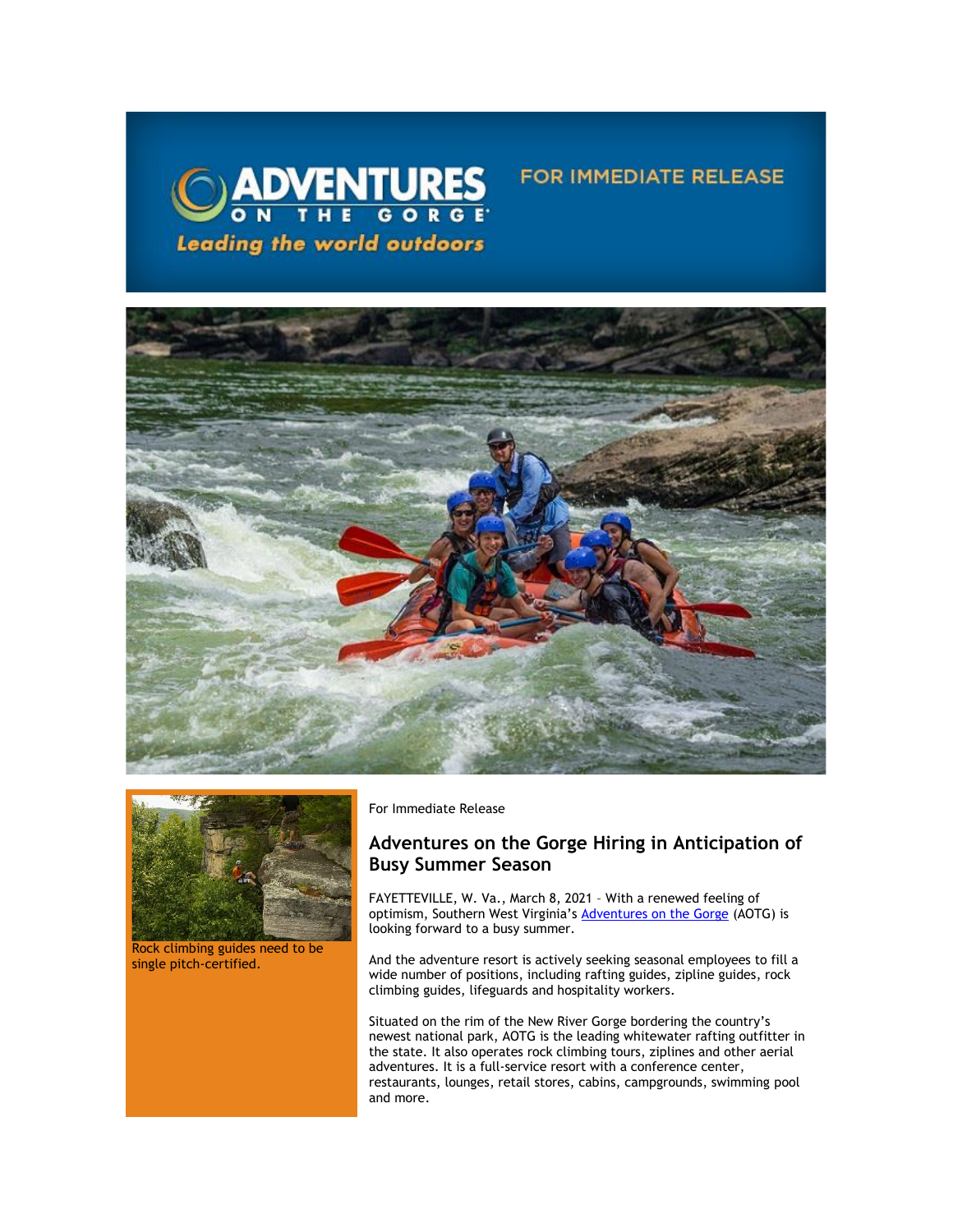ADVENTURES ON THE GORGE

Leading the world outdoors

FOR IMMEDIATE RELEASE

Rock climbing guides need to be single pitch-certified.

For Immediate Release

## Adventures on the Gorge Hiring in Anticipation of Busy Summer Season

FAYETTEVILLE, W. Va., March 8, 2021 – With a renewed feeling of optimism, Southern West Virginia's Adventures on the Gorge (AOTG) is looking forward to a busy summer.

And the adventure resort is actively seeking seasonal employees to fill a wide number of positions, including rafting guides, zipline guides, rock climbing guides, lifeguards and hospitality workers.

Situated on the rim of the New River Gorge bordering the country's newest national park, AOTG is the leading whitewater rafting outfitter in the state. It also operates rock climbing tours, ziplines and other aerial adventures. It is a full-service resort with a conference center, restaurants, lounges, retail stores, cabins, campgrounds, swimming pool and more.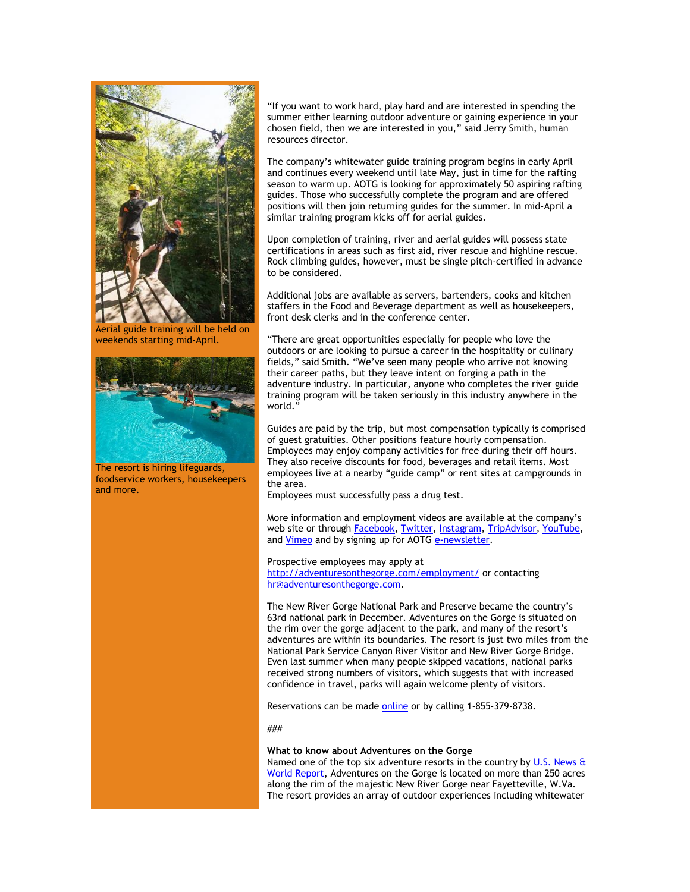"If you want to work hard, play hard and are interested in spending the summer either learning outdoor adventure or gaining experience in your chosen field, then we are interested in you," said Jerry Smith, human resources director.

The company's whitewater guide training program begins in early April and continues every weekend until late May, just in time for the rafting season to warm up. AOTG is looking for approximately 50 aspiring rafting guides. Those who successfully complete the program and are offered positions will then join returning guides for the summer. In mid-April a similar training program kicks off for aerial guides.

Upon completion of training, river and aerial guides will possess state certifications in areas such as first aid, river rescue and highline rescue. Rock climbing guides, however, must be single pitch-certified in advance to be considered.

Additional jobs are available as servers, bartenders, cooks and kitchen staffers in the Food and Beverage department as well as housekeepers, front desk clerks and in the conference center.

"There are great opportunities especially for people who love the outdoors or are looking to pursue a career in the hospitality or culinary fields," said Smith. "We've seen many people who arrive not knowing their career paths, but they leave intent on forging a path in the adventure industry. In particular, anyone who completes the river guide training program will be taken seriously in this industry anywhere in the world."

Guides are paid by the trip, but most compensation typically is comprised of guest gratuities. Other positions feature hourly compensation. Employees may enjoy company activities for free during their off hours. They also receive discounts for food, beverages and retail items. Most employees live at a nearby "guide camp" or rent sites at campgrounds in the area.
Employees must successfully pass a drug test.

More information and employment videos are available at the company's web site or through Facebook, Twitter, Instagram, TripAdvisor, YouTube, and Vimeo and by signing up for AOTG e-newsletter.

Prospective employees may apply at http://adventuresonthegorge.com/employment/ or contacting hr@adventuresonthegorge.com.

The New River Gorge National Park and Preserve became the country's 63rd national park in December. Adventures on the Gorge is situated on the rim over the gorge adjacent to the park, and many of the resort's adventures are within its boundaries. The resort is just two miles from the National Park Service Canyon River Visitor and New River Gorge Bridge. Even last summer when many people skipped vacations, national parks received strong numbers of visitors, which suggests that with increased confidence in travel, parks will again welcome plenty of visitors.

Reservations can be made online or by calling 1-855-379-8738.

###

**What to know about Adventures on the Gorge**
Named one of the top six adventure resorts in the country by U.S. News & World Report, Adventures on the Gorge is located on more than 250 acres along the rim of the majestic New River Gorge near Fayetteville, W.Va. The resort provides an array of outdoor experiences including whitewater

Aerial guide training will be held on weekends starting mid-April.

The resort is hiring lifeguards, foodservice workers, housekeepers and more.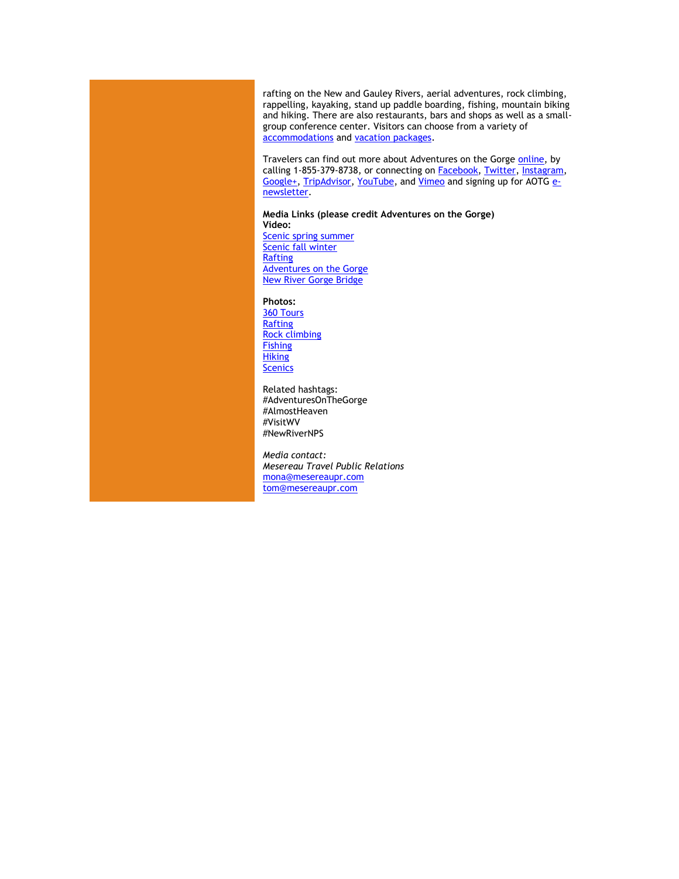rafting on the New and Gauley Rivers, aerial adventures, rock climbing, rappelling, kayaking, stand up paddle boarding, fishing, mountain biking and hiking. There are also restaurants, bars and shops as well as a small-group conference center. Visitors can choose from a variety of accommodations and vacation packages.

Travelers can find out more about Adventures on the Gorge online, by calling 1-855-379-8738, or connecting on Facebook, Twitter, Instagram, Google+, TripAdvisor, YouTube, and Vimeo and signing up for AOTG e-newsletter.

**Media Links (please credit Adventures on the Gorge)**
**Video:**
Scenic spring summer
Scenic fall winter
Rafting
Adventures on the Gorge
New River Gorge Bridge

**Photos:**
360 Tours
Rafting
Rock climbing
Fishing
Hiking
Scenics

Related hashtags:
#AdventuresOnTheGorge
#AlmostHeaven
#VisitWV
#NewRiverNPS

*Media contact:*
*Mesereau Travel Public Relations*
mona@mesereaupr.com
tom@mesereaupr.com